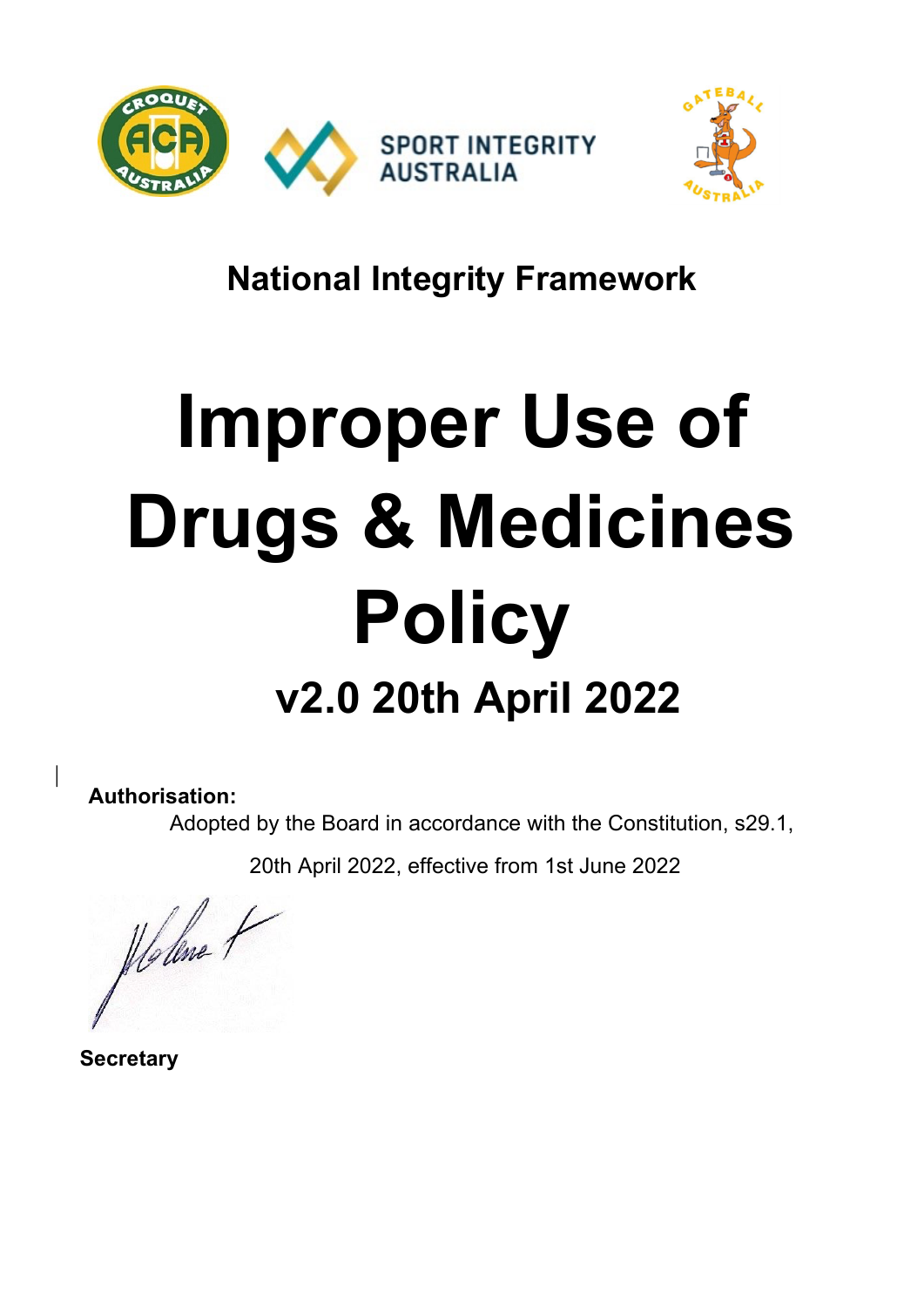National Integrity Framework

# Improper Use of Drugs & Medicines Policy

## v2.0 20th April 2022

**Authorisation:**

Adopted by the Board in accordance with the Constitution, s29.1,

20th April 2022, effective from 1st June 2022

**Secretary**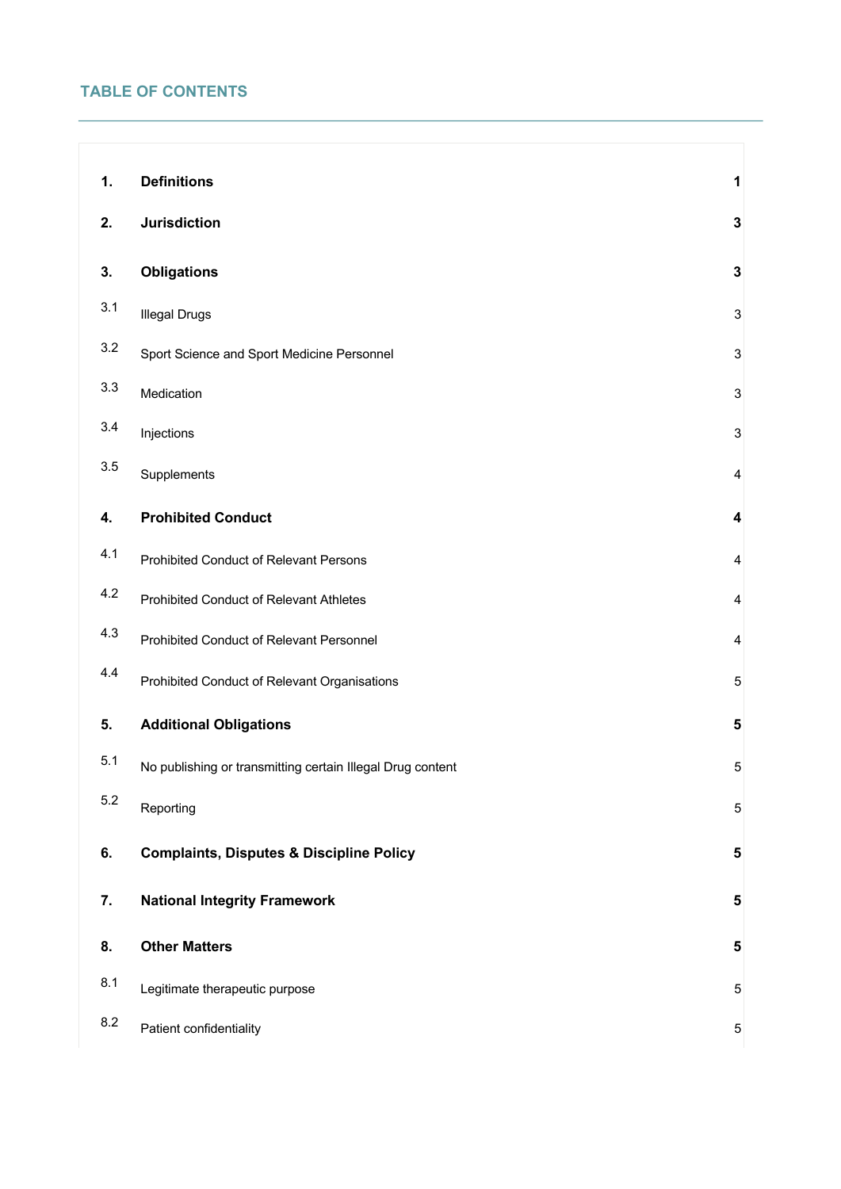## TABLE OF CONTENTS

| | | |
|---|---|---|
| **1.** | **Definitions** | **1** |
| **2.** | **Jurisdiction** | **3** |
| **3.** | **Obligations** | **3** |
| 3.1 | Illegal Drugs | 3 |
| 3.2 | Sport Science and Sport Medicine Personnel | 3 |
| 3.3 | Medication | 3 |
| 3.4 | Injections | 3 |
| 3.5 | Supplements | 4 |
| **4.** | **Prohibited Conduct** | **4** |
| 4.1 | Prohibited Conduct of Relevant Persons | 4 |
| 4.2 | Prohibited Conduct of Relevant Athletes | 4 |
| 4.3 | Prohibited Conduct of Relevant Personnel | 4 |
| 4.4 | Prohibited Conduct of Relevant Organisations | 5 |
| **5.** | **Additional Obligations** | **5** |
| 5.1 | No publishing or transmitting certain Illegal Drug content | 5 |
| 5.2 | Reporting | 5 |
| **6.** | **Complaints, Disputes & Discipline Policy** | **5** |
| **7.** | **National Integrity Framework** | **5** |
| **8.** | **Other Matters** | **5** |
| 8.1 | Legitimate therapeutic purpose | 5 |
| 8.2 | Patient confidentiality | 5 |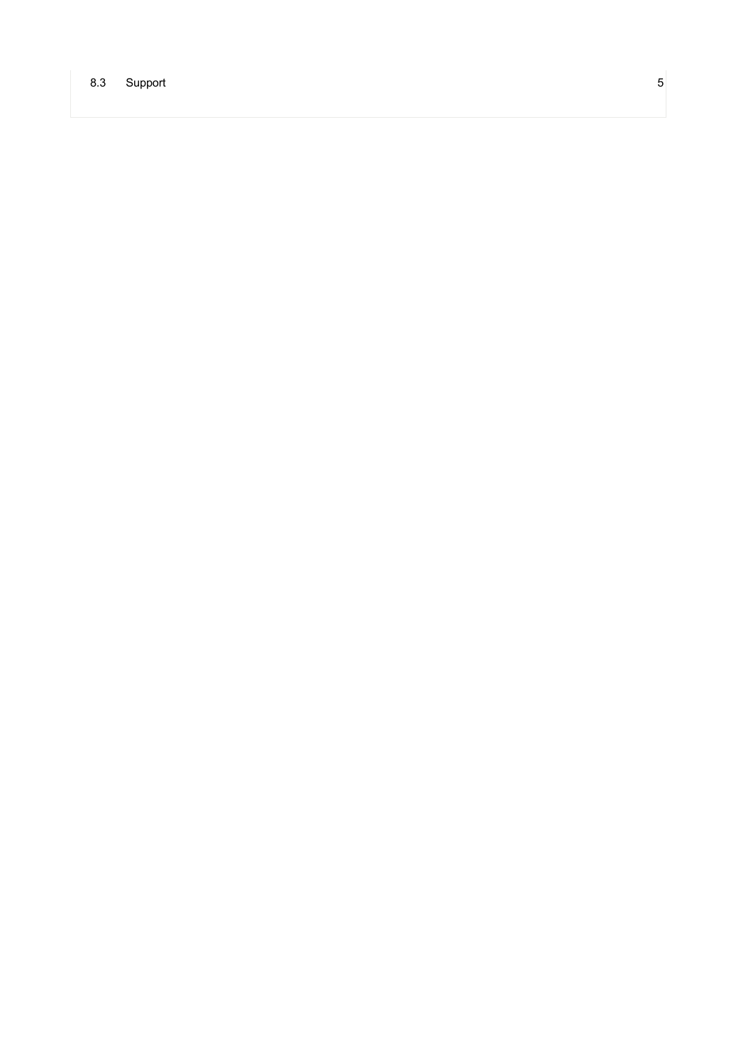| 8.3 | Support | 5 |
| --- | --- | --- |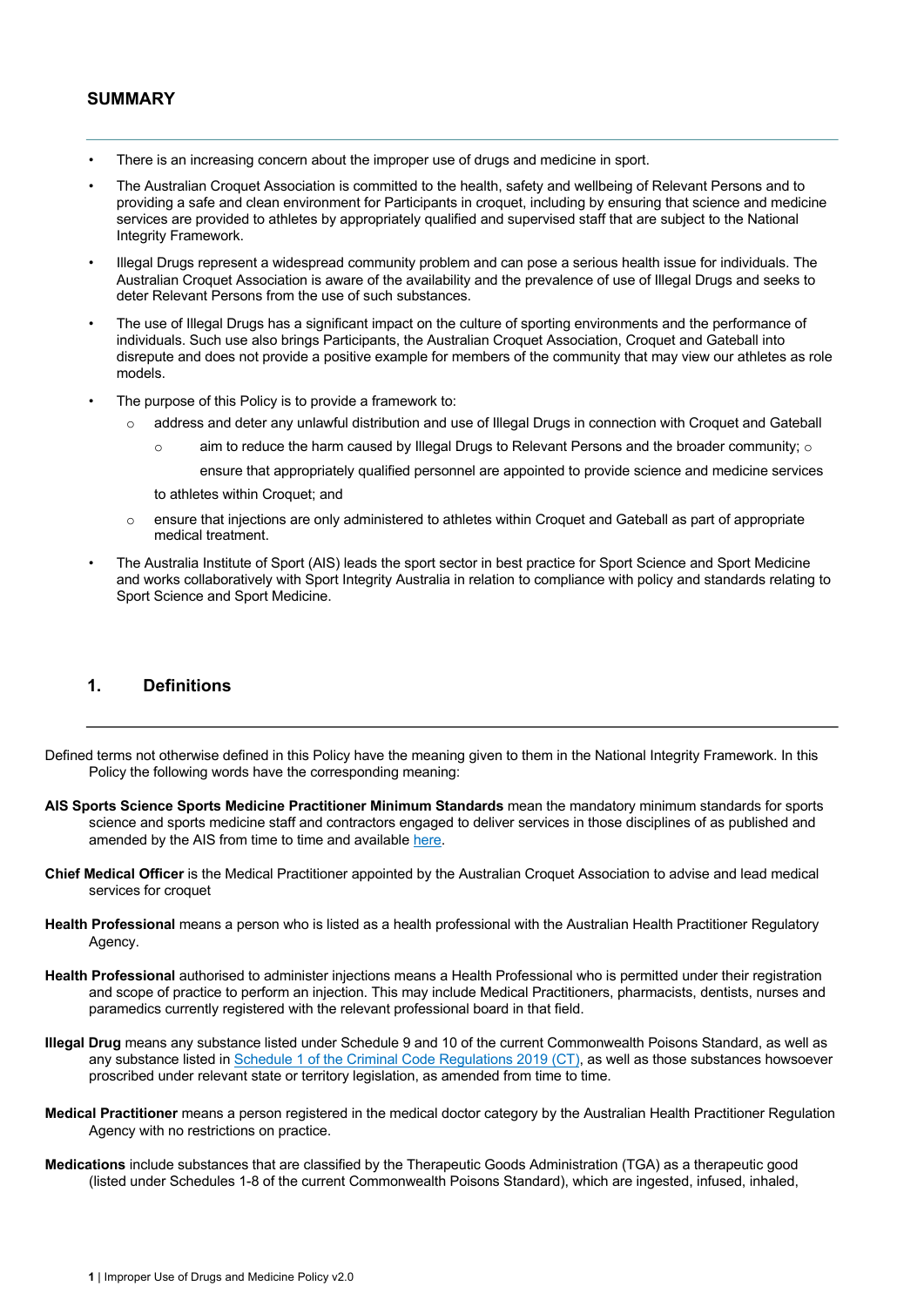## SUMMARY

- There is an increasing concern about the improper use of drugs and medicine in sport.
- The Australian Croquet Association is committed to the health, safety and wellbeing of Relevant Persons and to providing a safe and clean environment for Participants in croquet, including by ensuring that science and medicine services are provided to athletes by appropriately qualified and supervised staff that are subject to the National Integrity Framework.
- Illegal Drugs represent a widespread community problem and can pose a serious health issue for individuals. The Australian Croquet Association is aware of the availability and the prevalence of use of Illegal Drugs and seeks to deter Relevant Persons from the use of such substances.
- The use of Illegal Drugs has a significant impact on the culture of sporting environments and the performance of individuals. Such use also brings Participants, the Australian Croquet Association, Croquet and Gateball into disrepute and does not provide a positive example for members of the community that may view our athletes as role models.
- The purpose of this Policy is to provide a framework to:
  - address and deter any unlawful distribution and use of Illegal Drugs in connection with Croquet and Gateball
    - aim to reduce the harm caused by Illegal Drugs to Relevant Persons and the broader community; ○ ensure that appropriately qualified personnel are appointed to provide science and medicine services

    to athletes within Croquet; and
  - ensure that injections are only administered to athletes within Croquet and Gateball as part of appropriate medical treatment.
- The Australia Institute of Sport (AIS) leads the sport sector in best practice for Sport Science and Sport Medicine and works collaboratively with Sport Integrity Australia in relation to compliance with policy and standards relating to Sport Science and Sport Medicine.

## 1. Definitions

Defined terms not otherwise defined in this Policy have the meaning given to them in the National Integrity Framework. In this Policy the following words have the corresponding meaning:

**AIS Sports Science Sports Medicine Practitioner Minimum Standards** mean the mandatory minimum standards for sports science and sports medicine staff and contractors engaged to deliver services in those disciplines of as published and amended by the AIS from time to time and available here.

**Chief Medical Officer** is the Medical Practitioner appointed by the Australian Croquet Association to advise and lead medical services for croquet

**Health Professional** means a person who is listed as a health professional with the Australian Health Practitioner Regulatory Agency.

**Health Professional** authorised to administer injections means a Health Professional who is permitted under their registration and scope of practice to perform an injection. This may include Medical Practitioners, pharmacists, dentists, nurses and paramedics currently registered with the relevant professional board in that field.

**Illegal Drug** means any substance listed under Schedule 9 and 10 of the current Commonwealth Poisons Standard, as well as any substance listed in Schedule 1 of the Criminal Code Regulations 2019 (CT), as well as those substances howsoever proscribed under relevant state or territory legislation, as amended from time to time.

**Medical Practitioner** means a person registered in the medical doctor category by the Australian Health Practitioner Regulation Agency with no restrictions on practice.

**Medications** include substances that are classified by the Therapeutic Goods Administration (TGA) as a therapeutic good (listed under Schedules 1-8 of the current Commonwealth Poisons Standard), which are ingested, infused, inhaled,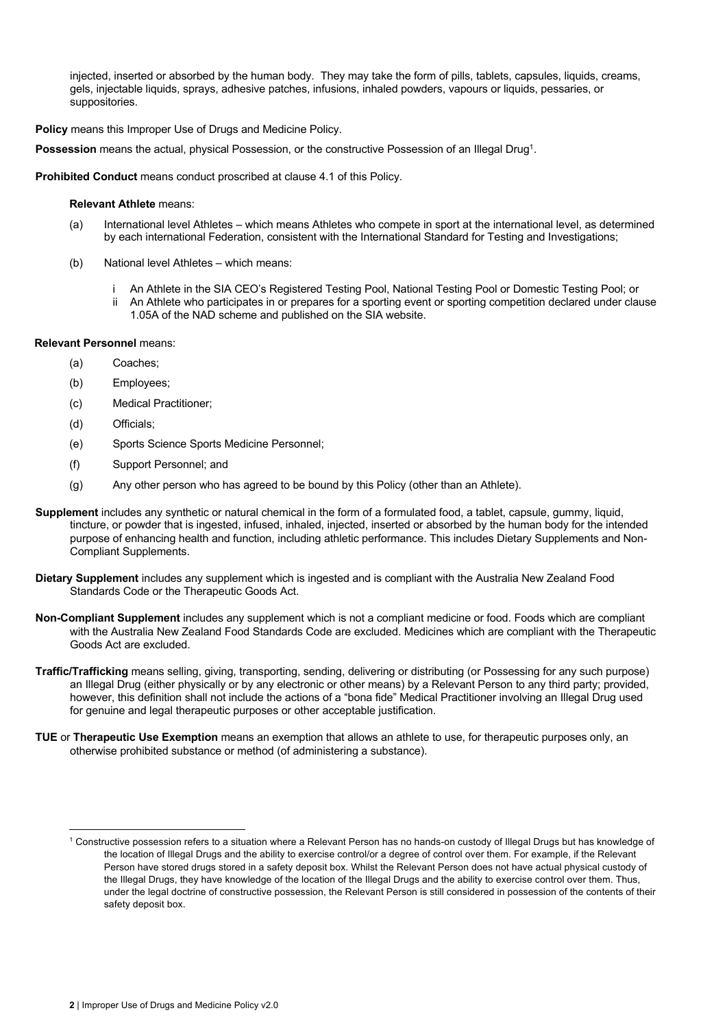injected, inserted or absorbed by the human body. They may take the form of pills, tablets, capsules, liquids, creams, gels, injectable liquids, sprays, adhesive patches, infusions, inhaled powders, vapours or liquids, pessaries, or suppositories.

**Policy** means this Improper Use of Drugs and Medicine Policy.

**Possession** means the actual, physical Possession, or the constructive Possession of an Illegal Drug[1].

**Prohibited Conduct** means conduct proscribed at clause 4.1 of this Policy.

**Relevant Athlete** means:

(a) International level Athletes – which means Athletes who compete in sport at the international level, as determined by each international Federation, consistent with the International Standard for Testing and Investigations;

(b) National level Athletes – which means:

- i An Athlete in the SIA CEO's Registered Testing Pool, National Testing Pool or Domestic Testing Pool; or
- ii An Athlete who participates in or prepares for a sporting event or sporting competition declared under clause 1.05A of the NAD scheme and published on the SIA website.

**Relevant Personnel** means:

(a) Coaches;

(b) Employees;

(c) Medical Practitioner;

(d) Officials;

(e) Sports Science Sports Medicine Personnel;

(f) Support Personnel; and

(g) Any other person who has agreed to be bound by this Policy (other than an Athlete).

**Supplement** includes any synthetic or natural chemical in the form of a formulated food, a tablet, capsule, gummy, liquid, tincture, or powder that is ingested, infused, inhaled, injected, inserted or absorbed by the human body for the intended purpose of enhancing health and function, including athletic performance. This includes Dietary Supplements and Non-Compliant Supplements.

**Dietary Supplement** includes any supplement which is ingested and is compliant with the Australia New Zealand Food Standards Code or the Therapeutic Goods Act.

**Non-Compliant Supplement** includes any supplement which is not a compliant medicine or food. Foods which are compliant with the Australia New Zealand Food Standards Code are excluded. Medicines which are compliant with the Therapeutic Goods Act are excluded.

**Traffic/Trafficking** means selling, giving, transporting, sending, delivering or distributing (or Possessing for any such purpose) an Illegal Drug (either physically or by any electronic or other means) by a Relevant Person to any third party; provided, however, this definition shall not include the actions of a "bona fide" Medical Practitioner involving an Illegal Drug used for genuine and legal therapeutic purposes or other acceptable justification.

**TUE** or **Therapeutic Use Exemption** means an exemption that allows an athlete to use, for therapeutic purposes only, an otherwise prohibited substance or method (of administering a substance).

---

[1] Constructive possession refers to a situation where a Relevant Person has no hands-on custody of Illegal Drugs but has knowledge of the location of Illegal Drugs and the ability to exercise control/or a degree of control over them. For example, if the Relevant Person have stored drugs stored in a safety deposit box. Whilst the Relevant Person does not have actual physical custody of the Illegal Drugs, they have knowledge of the location of the Illegal Drugs and the ability to exercise control over them. Thus, under the legal doctrine of constructive possession, the Relevant Person is still considered in possession of the contents of their safety deposit box.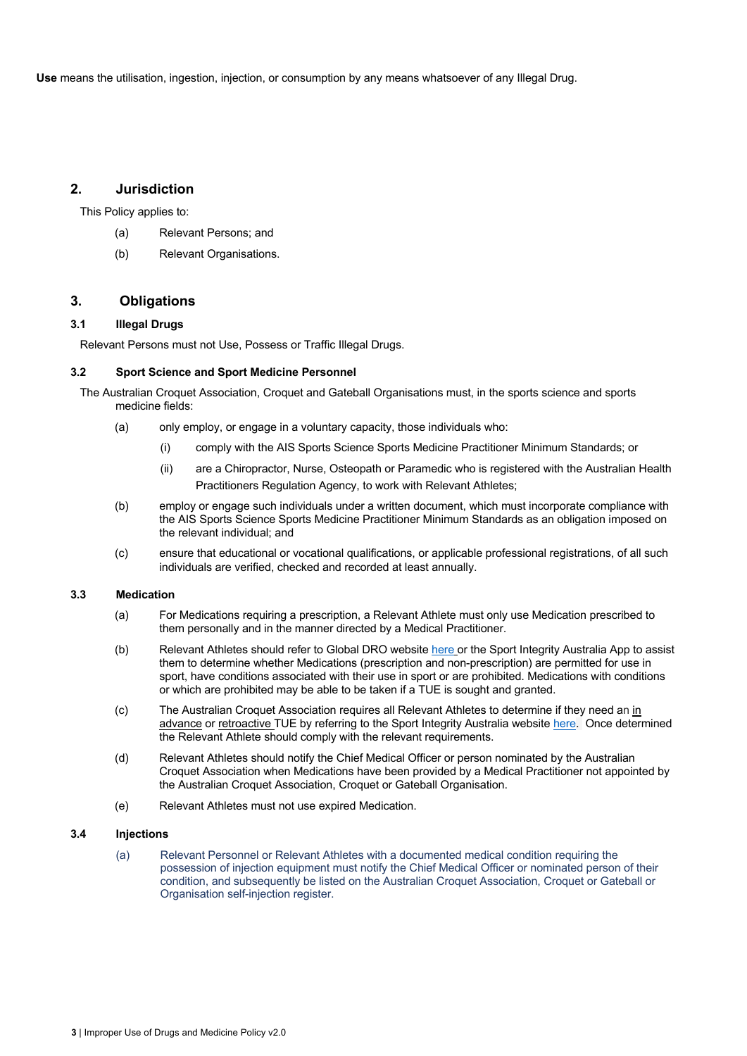**Use** means the utilisation, ingestion, injection, or consumption by any means whatsoever of any Illegal Drug.

## 2. Jurisdiction

This Policy applies to:

(a) Relevant Persons; and

(b) Relevant Organisations.

## 3. Obligations

### 3.1 Illegal Drugs

Relevant Persons must not Use, Possess or Traffic Illegal Drugs.

### 3.2 Sport Science and Sport Medicine Personnel

The Australian Croquet Association, Croquet and Gateball Organisations must, in the sports science and sports medicine fields:

(a) only employ, or engage in a voluntary capacity, those individuals who:

  (i) comply with the AIS Sports Science Sports Medicine Practitioner Minimum Standards; or

  (ii) are a Chiropractor, Nurse, Osteopath or Paramedic who is registered with the Australian Health Practitioners Regulation Agency, to work with Relevant Athletes;

(b) employ or engage such individuals under a written document, which must incorporate compliance with the AIS Sports Science Sports Medicine Practitioner Minimum Standards as an obligation imposed on the relevant individual; and

(c) ensure that educational or vocational qualifications, or applicable professional registrations, of all such individuals are verified, checked and recorded at least annually.

### 3.3 Medication

(a) For Medications requiring a prescription, a Relevant Athlete must only use Medication prescribed to them personally and in the manner directed by a Medical Practitioner.

(b) Relevant Athletes should refer to Global DRO website here or the Sport Integrity Australia App to assist them to determine whether Medications (prescription and non-prescription) are permitted for use in sport, have conditions associated with their use in sport or are prohibited. Medications with conditions or which are prohibited may be able to be taken if a TUE is sought and granted.

(c) The Australian Croquet Association requires all Relevant Athletes to determine if they need an in advance or retroactive TUE by referring to the Sport Integrity Australia website here. Once determined the Relevant Athlete should comply with the relevant requirements.

(d) Relevant Athletes should notify the Chief Medical Officer or person nominated by the Australian Croquet Association when Medications have been provided by a Medical Practitioner not appointed by the Australian Croquet Association, Croquet or Gateball Organisation.

(e) Relevant Athletes must not use expired Medication.

### 3.4 Injections

(a) Relevant Personnel or Relevant Athletes with a documented medical condition requiring the possession of injection equipment must notify the Chief Medical Officer or nominated person of their condition, and subsequently be listed on the Australian Croquet Association, Croquet or Gateball or Organisation self-injection register.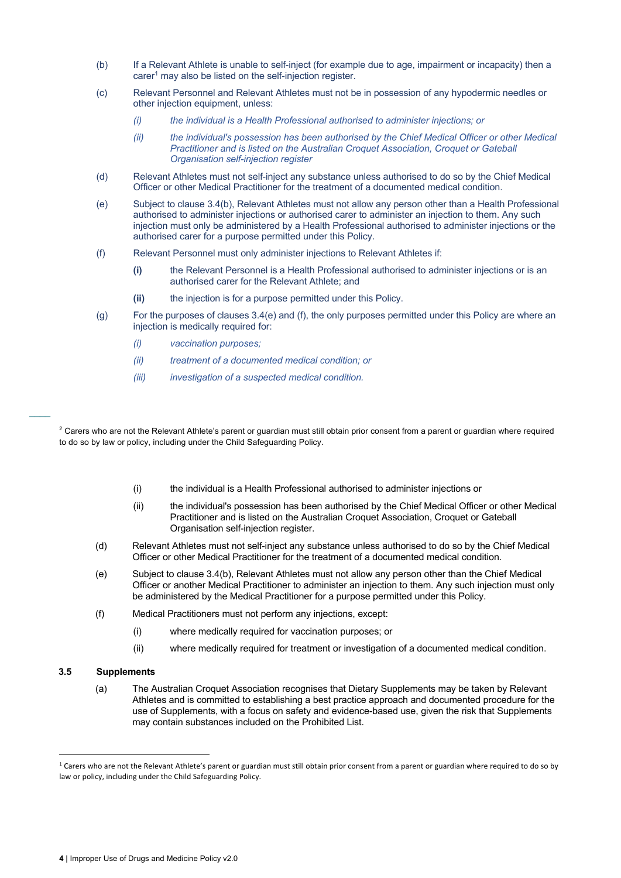(b) If a Relevant Athlete is unable to self-inject (for example due to age, impairment or incapacity) then a carer[1] may also be listed on the self-injection register.

(c) Relevant Personnel and Relevant Athletes must not be in possession of any hypodermic needles or other injection equipment, unless:

*(i) the individual is a Health Professional authorised to administer injections; or*

*(ii) the individual's possession has been authorised by the Chief Medical Officer or other Medical Practitioner and is listed on the Australian Croquet Association, Croquet or Gateball Organisation self-injection register*

(d) Relevant Athletes must not self-inject any substance unless authorised to do so by the Chief Medical Officer or other Medical Practitioner for the treatment of a documented medical condition.

(e) Subject to clause 3.4(b), Relevant Athletes must not allow any person other than a Health Professional authorised to administer injections or authorised carer to administer an injection to them. Any such injection must only be administered by a Health Professional authorised to administer injections or the authorised carer for a purpose permitted under this Policy.

(f) Relevant Personnel must only administer injections to Relevant Athletes if:

**(i)** the Relevant Personnel is a Health Professional authorised to administer injections or is an authorised carer for the Relevant Athlete; and

**(ii)** the injection is for a purpose permitted under this Policy.

(g) For the purposes of clauses 3.4(e) and (f), the only purposes permitted under this Policy are where an injection is medically required for:

*(i) vaccination purposes;*

*(ii) treatment of a documented medical condition; or*

*(iii) investigation of a suspected medical condition.*

[2] Carers who are not the Relevant Athlete's parent or guardian must still obtain prior consent from a parent or guardian where required to do so by law or policy, including under the Child Safeguarding Policy.

(i) the individual is a Health Professional authorised to administer injections or

(ii) the individual's possession has been authorised by the Chief Medical Officer or other Medical Practitioner and is listed on the Australian Croquet Association, Croquet or Gateball Organisation self-injection register.

(d) Relevant Athletes must not self-inject any substance unless authorised to do so by the Chief Medical Officer or other Medical Practitioner for the treatment of a documented medical condition.

(e) Subject to clause 3.4(b), Relevant Athletes must not allow any person other than the Chief Medical Officer or another Medical Practitioner to administer an injection to them. Any such injection must only be administered by the Medical Practitioner for a purpose permitted under this Policy.

(f) Medical Practitioners must not perform any injections, except:

(i) where medically required for vaccination purposes; or

(ii) where medically required for treatment or investigation of a documented medical condition.

### 3.5 Supplements

(a) The Australian Croquet Association recognises that Dietary Supplements may be taken by Relevant Athletes and is committed to establishing a best practice approach and documented procedure for the use of Supplements, with a focus on safety and evidence-based use, given the risk that Supplements may contain substances included on the Prohibited List.

[1] Carers who are not the Relevant Athlete's parent or guardian must still obtain prior consent from a parent or guardian where required to do so by law or policy, including under the Child Safeguarding Policy.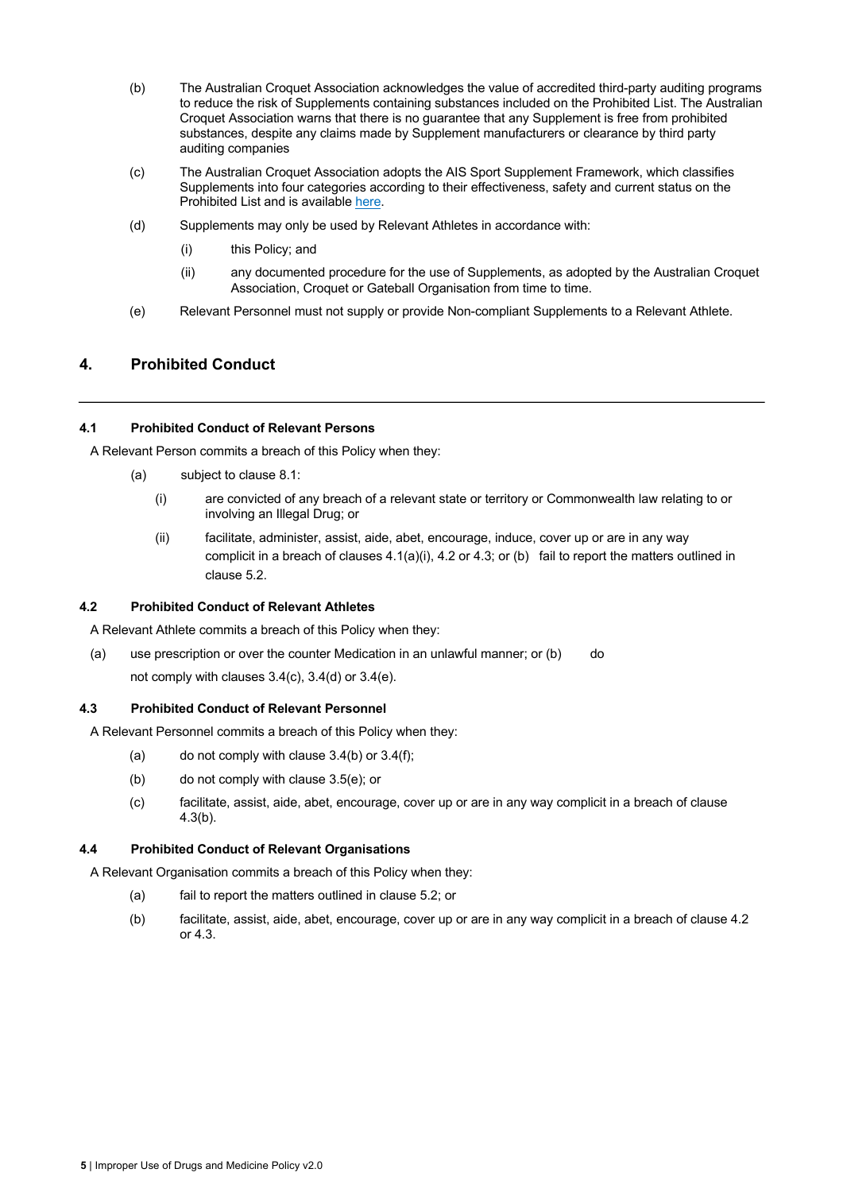(b) The Australian Croquet Association acknowledges the value of accredited third-party auditing programs to reduce the risk of Supplements containing substances included on the Prohibited List. The Australian Croquet Association warns that there is no guarantee that any Supplement is free from prohibited substances, despite any claims made by Supplement manufacturers or clearance by third party auditing companies

(c) The Australian Croquet Association adopts the AIS Sport Supplement Framework, which classifies Supplements into four categories according to their effectiveness, safety and current status on the Prohibited List and is available here.

(d) Supplements may only be used by Relevant Athletes in accordance with:

  (i) this Policy; and

  (ii) any documented procedure for the use of Supplements, as adopted by the Australian Croquet Association, Croquet or Gateball Organisation from time to time.

(e) Relevant Personnel must not supply or provide Non-compliant Supplements to a Relevant Athlete.

## 4. Prohibited Conduct

### 4.1 Prohibited Conduct of Relevant Persons

A Relevant Person commits a breach of this Policy when they:

(a) subject to clause 8.1:

  (i) are convicted of any breach of a relevant state or territory or Commonwealth law relating to or involving an Illegal Drug; or

  (ii) facilitate, administer, assist, aide, abet, encourage, induce, cover up or are in any way complicit in a breach of clauses 4.1(a)(i), 4.2 or 4.3; or (b) fail to report the matters outlined in clause 5.2.

### 4.2 Prohibited Conduct of Relevant Athletes

A Relevant Athlete commits a breach of this Policy when they:

(a) use prescription or over the counter Medication in an unlawful manner; or (b) do not comply with clauses 3.4(c), 3.4(d) or 3.4(e).

### 4.3 Prohibited Conduct of Relevant Personnel

A Relevant Personnel commits a breach of this Policy when they:

(a) do not comply with clause 3.4(b) or 3.4(f);

(b) do not comply with clause 3.5(e); or

(c) facilitate, assist, aide, abet, encourage, cover up or are in any way complicit in a breach of clause 4.3(b).

### 4.4 Prohibited Conduct of Relevant Organisations

A Relevant Organisation commits a breach of this Policy when they:

(a) fail to report the matters outlined in clause 5.2; or

(b) facilitate, assist, aide, abet, encourage, cover up or are in any way complicit in a breach of clause 4.2 or 4.3.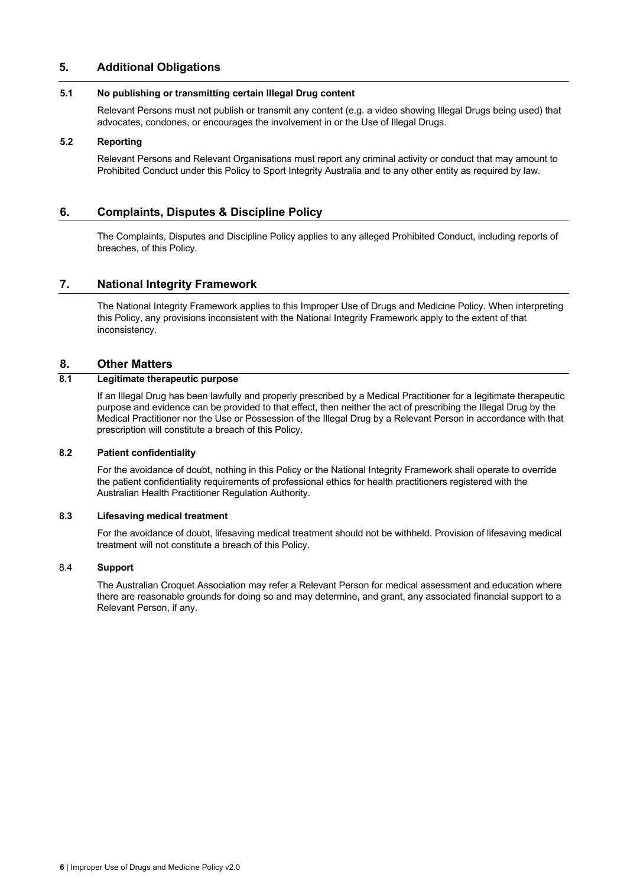## 5. Additional Obligations

### 5.1 No publishing or transmitting certain Illegal Drug content

Relevant Persons must not publish or transmit any content (e.g. a video showing Illegal Drugs being used) that advocates, condones, or encourages the involvement in or the Use of Illegal Drugs.

### 5.2 Reporting

Relevant Persons and Relevant Organisations must report any criminal activity or conduct that may amount to Prohibited Conduct under this Policy to Sport Integrity Australia and to any other entity as required by law.

## 6. Complaints, Disputes & Discipline Policy

The Complaints, Disputes and Discipline Policy applies to any alleged Prohibited Conduct, including reports of breaches, of this Policy.

## 7. National Integrity Framework

The National Integrity Framework applies to this Improper Use of Drugs and Medicine Policy. When interpreting this Policy, any provisions inconsistent with the National Integrity Framework apply to the extent of that inconsistency.

## 8. Other Matters

### 8.1 Legitimate therapeutic purpose

If an Illegal Drug has been lawfully and properly prescribed by a Medical Practitioner for a legitimate therapeutic purpose and evidence can be provided to that effect, then neither the act of prescribing the Illegal Drug by the Medical Practitioner nor the Use or Possession of the Illegal Drug by a Relevant Person in accordance with that prescription will constitute a breach of this Policy.

### 8.2 Patient confidentiality

For the avoidance of doubt, nothing in this Policy or the National Integrity Framework shall operate to override the patient confidentiality requirements of professional ethics for health practitioners registered with the Australian Health Practitioner Regulation Authority.

### 8.3 Lifesaving medical treatment

For the avoidance of doubt, lifesaving medical treatment should not be withheld. Provision of lifesaving medical treatment will not constitute a breach of this Policy.

### 8.4 Support

The Australian Croquet Association may refer a Relevant Person for medical assessment and education where there are reasonable grounds for doing so and may determine, and grant, any associated financial support to a Relevant Person, if any.